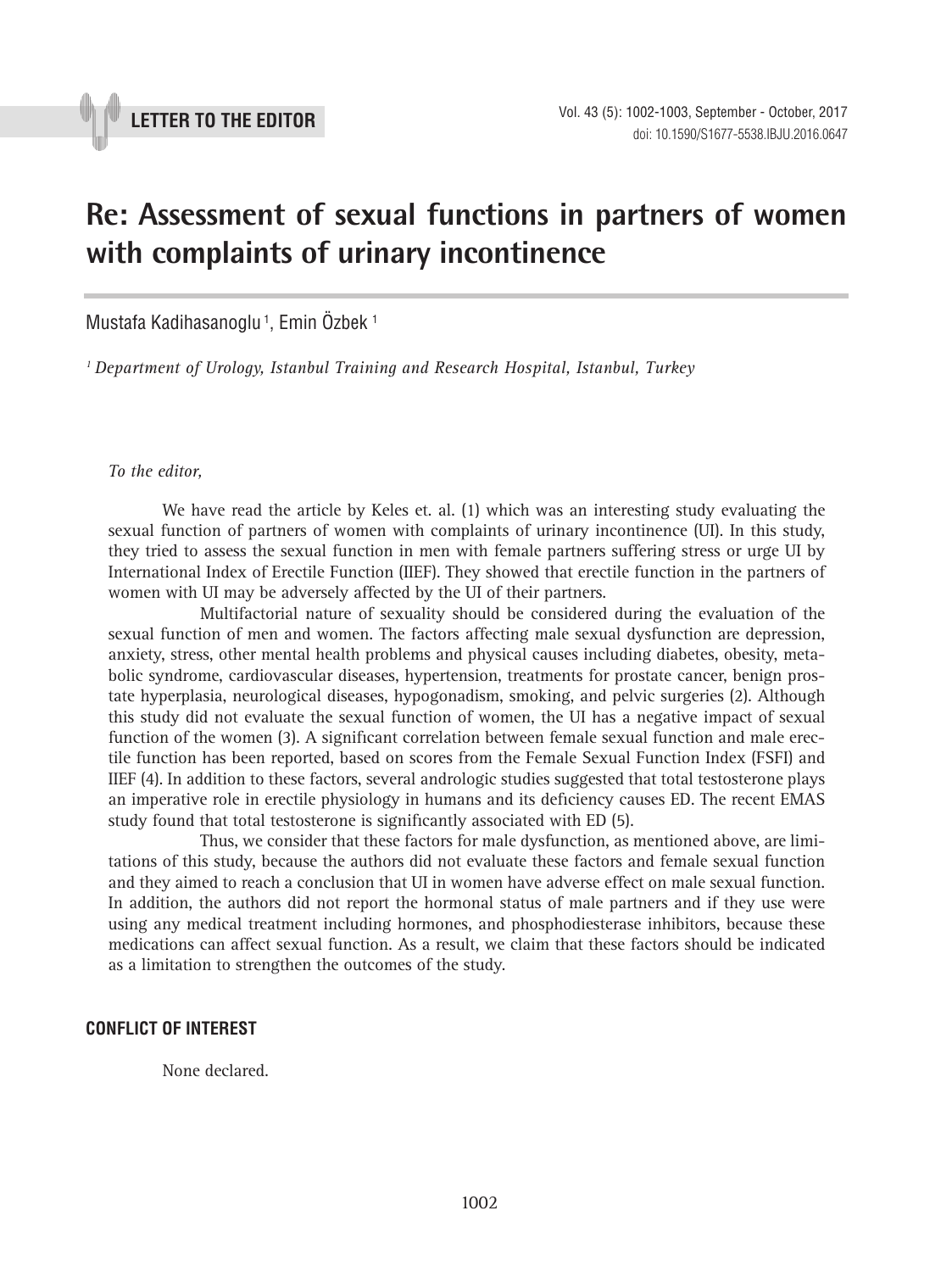LETTER TO THE EDITOR

# Re: Assessment of sexual functions in partners of women with complaints of urinary incontinence

Mustafa Kadihasanoglu [1], Emin Özbek [1]

*[1] Department of Urology, Istanbul Training and Research Hospital, Istanbul, Turkey*

*To the editor,*

We have read the article by Keles et. al. (1) which was an interesting study evaluating the sexual function of partners of women with complaints of urinary incontinence (UI). In this study, they tried to assess the sexual function in men with female partners suffering stress or urge UI by International Index of Erectile Function (IIEF). They showed that erectile function in the partners of women with UI may be adversely affected by the UI of their partners.

Multifactorial nature of sexuality should be considered during the evaluation of the sexual function of men and women. The factors affecting male sexual dysfunction are depression, anxiety, stress, other mental health problems and physical causes including diabetes, obesity, metabolic syndrome, cardiovascular diseases, hypertension, treatments for prostate cancer, benign prostate hyperplasia, neurological diseases, hypogonadism, smoking, and pelvic surgeries (2). Although this study did not evaluate the sexual function of women, the UI has a negative impact of sexual function of the women (3). A significant correlation between female sexual function and male erectile function has been reported, based on scores from the Female Sexual Function Index (FSFI) and IIEF (4). In addition to these factors, several andrologic studies suggested that total testosterone plays an imperative role in erectile physiology in humans and its deficiency causes ED. The recent EMAS study found that total testosterone is significantly associated with ED (5).

Thus, we consider that these factors for male dysfunction, as mentioned above, are limitations of this study, because the authors did not evaluate these factors and female sexual function and they aimed to reach a conclusion that UI in women have adverse effect on male sexual function. In addition, the authors did not report the hormonal status of male partners and if they use were using any medical treatment including hormones, and phosphodiesterase inhibitors, because these medications can affect sexual function. As a result, we claim that these factors should be indicated as a limitation to strengthen the outcomes of the study.

## CONFLICT OF INTEREST

None declared.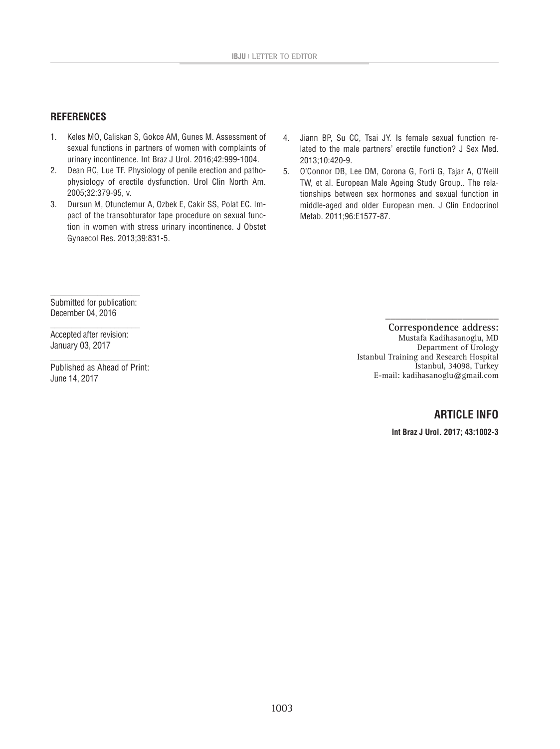## REFERENCES

1. Keles MO, Caliskan S, Gokce AM, Gunes M. Assessment of sexual functions in partners of women with complaints of urinary incontinence. Int Braz J Urol. 2016;42:999-1004.
2. Dean RC, Lue TF. Physiology of penile erection and pathophysiology of erectile dysfunction. Urol Clin North Am. 2005;32:379-95, v.
3. Dursun M, Otunctemur A, Ozbek E, Cakir SS, Polat EC. Impact of the transobturator tape procedure on sexual function in women with stress urinary incontinence. J Obstet Gynaecol Res. 2013;39:831-5.
4. Jiann BP, Su CC, Tsai JY. Is female sexual function related to the male partners' erectile function? J Sex Med. 2013;10:420-9.
5. O'Connor DB, Lee DM, Corona G, Forti G, Tajar A, O'Neill TW, et al. European Male Ageing Study Group.. The relationships between sex hormones and sexual function in middle-aged and older European men. J Clin Endocrinol Metab. 2011;96:E1577-87.

Submitted for publication:
December 04, 2016

Accepted after revision:
January 03, 2017

Published as Ahead of Print:
June 14, 2017

**Correspondence address:**
Mustafa Kadihasanoglu, MD
Department of Urology
Istanbul Training and Research Hospital
Istanbul, 34098, Turkey
E-mail: kadihasanoglu@gmail.com

## ARTICLE INFO

**Int Braz J Urol. 2017; 43:1002-3**